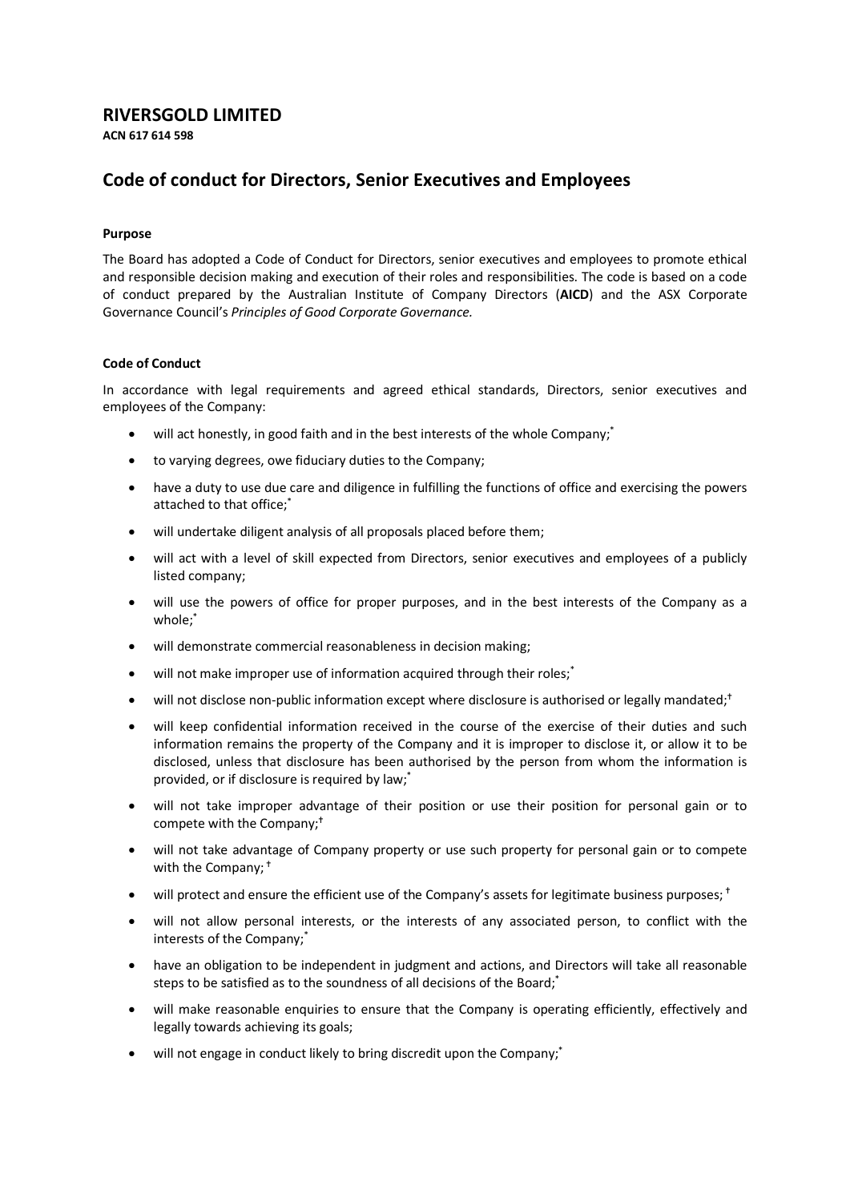# RIVERSGOLD LIMITED

**ACN 617 614 598**

## Code of conduct for Directors, Senior Executives and Employees

**Purpose**

The Board has adopted a Code of Conduct for Directors, senior executives and employees to promote ethical and responsible decision making and execution of their roles and responsibilities. The code is based on a code of conduct prepared by the Australian Institute of Company Directors (**AICD**) and the ASX Corporate Governance Council's *Principles of Good Corporate Governance.*

**Code of Conduct**

In accordance with legal requirements and agreed ethical standards, Directors, senior executives and employees of the Company:

- will act honestly, in good faith and in the best interests of the whole Company;*
- to varying degrees, owe fiduciary duties to the Company;
- have a duty to use due care and diligence in fulfilling the functions of office and exercising the powers attached to that office;*
- will undertake diligent analysis of all proposals placed before them;
- will act with a level of skill expected from Directors, senior executives and employees of a publicly listed company;
- will use the powers of office for proper purposes, and in the best interests of the Company as a whole;*
- will demonstrate commercial reasonableness in decision making;
- will not make improper use of information acquired through their roles;*
- will not disclose non-public information except where disclosure is authorised or legally mandated;†
- will keep confidential information received in the course of the exercise of their duties and such information remains the property of the Company and it is improper to disclose it, or allow it to be disclosed, unless that disclosure has been authorised by the person from whom the information is provided, or if disclosure is required by law;*
- will not take improper advantage of their position or use their position for personal gain or to compete with the Company;†
- will not take advantage of Company property or use such property for personal gain or to compete with the Company; †
- will protect and ensure the efficient use of the Company's assets for legitimate business purposes; †
- will not allow personal interests, or the interests of any associated person, to conflict with the interests of the Company;*
- have an obligation to be independent in judgment and actions, and Directors will take all reasonable steps to be satisfied as to the soundness of all decisions of the Board;*
- will make reasonable enquiries to ensure that the Company is operating efficiently, effectively and legally towards achieving its goals;
- will not engage in conduct likely to bring discredit upon the Company;*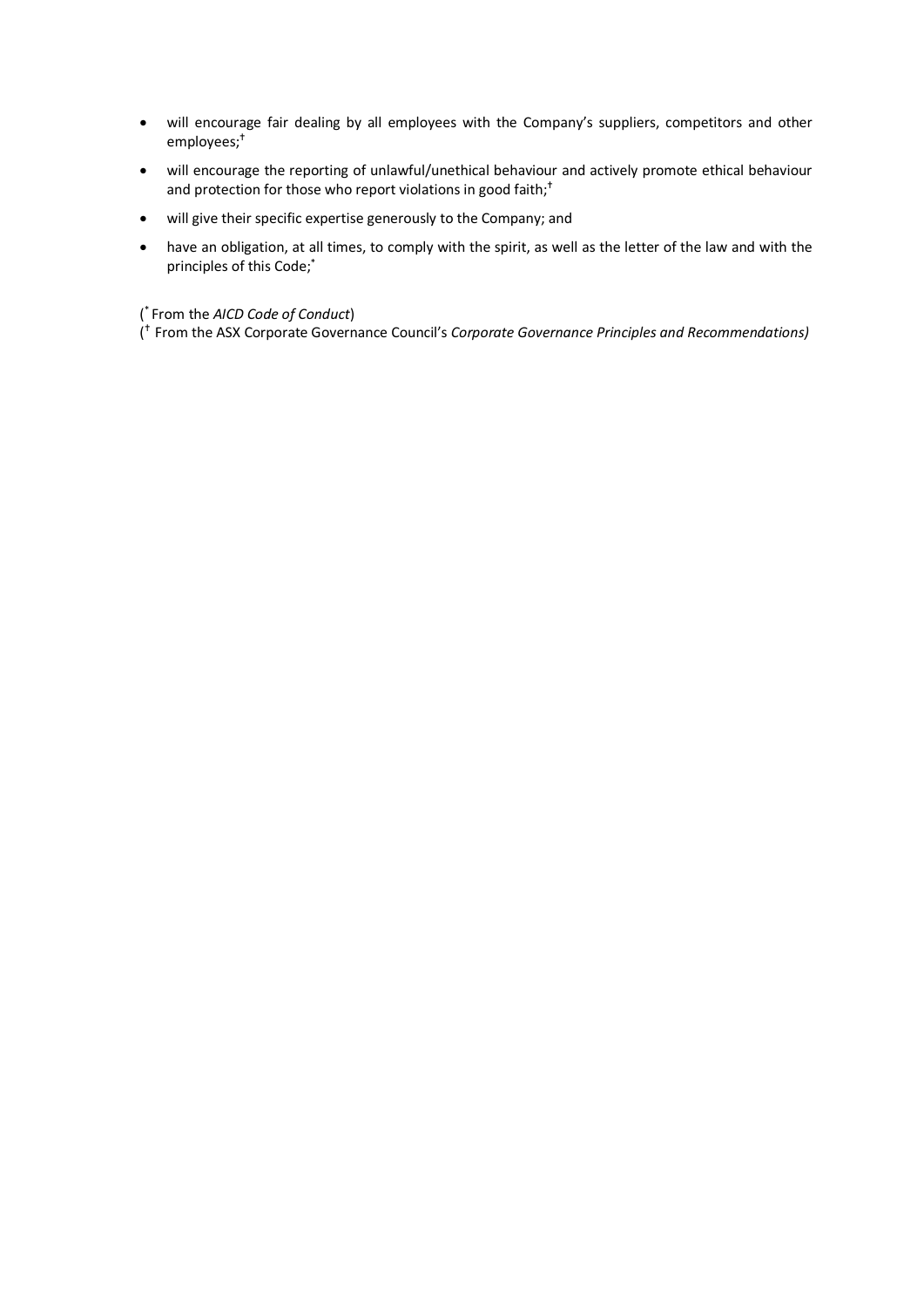- will encourage fair dealing by all employees with the Company's suppliers, competitors and other employees;[†]
- will encourage the reporting of unlawful/unethical behaviour and actively promote ethical behaviour and protection for those who report violations in good faith;[†]
- will give their specific expertise generously to the Company; and
- have an obligation, at all times, to comply with the spirit, as well as the letter of the law and with the principles of this Code;[*]

([*] From the *AICD Code of Conduct*)
([†] From the ASX Corporate Governance Council's *Corporate Governance Principles and Recommendations)*